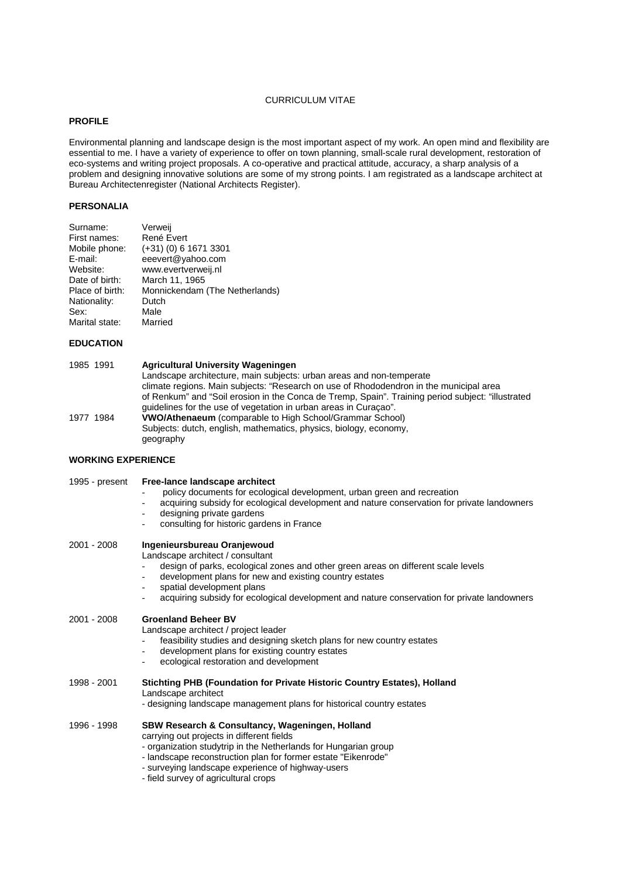CURRICULUM VITAE

## PROFILE

Environmental planning and landscape design is the most important aspect of my work. An open mind and flexibility are essential to me. I have a variety of experience to offer on town planning, small-scale rural development, restoration of eco-systems and writing project proposals. A co-operative and practical attitude, accuracy, a sharp analysis of a problem and designing innovative solutions are some of my strong points. I am registrated as a landscape architect at Bureau Architectenregister (National Architects Register).

## PERSONALIA

| | |
|---|---|
| Surname: | Verweij |
| First names: | René Evert |
| Mobile phone: | (+31) (0) 6 1671 3301 |
| E-mail: | eeevert@yahoo.com |
| Website: | www.evertverweij.nl |
| Date of birth: | March 11, 1965 |
| Place of birth: | Monnickendam (The Netherlands) |
| Nationality: | Dutch |
| Sex: | Male |
| Marital state: | Married |

## EDUCATION

1985 1991 **Agricultural University Wageningen**
Landscape architecture, main subjects: urban areas and non-temperate climate regions. Main subjects: "Research on use of Rhododendron in the municipal area of Renkum" and "Soil erosion in the Conca de Tremp, Spain". Training period subject: "illustrated guidelines for the use of vegetation in urban areas in Curaçao".

1977 1984 **VWO/Athenaeum** (comparable to High School/Grammar School)
Subjects: dutch, english, mathematics, physics, biology, economy, geography

## WORKING EXPERIENCE

1995 - present **Free-lance landscape architect**

- policy documents for ecological development, urban green and recreation
- acquiring subsidy for ecological development and nature conservation for private landowners
- designing private gardens
- consulting for historic gardens in France

2001 - 2008 **Ingenieursbureau Oranjewoud**
Landscape architect / consultant

- design of parks, ecological zones and other green areas on different scale levels
- development plans for new and existing country estates
- spatial development plans
- acquiring subsidy for ecological development and nature conservation for private landowners

2001 - 2008 **Groenland Beheer BV**
Landscape architect / project leader

- feasibility studies and designing sketch plans for new country estates
- development plans for existing country estates
- ecological restoration and development

1998 - 2001 **Stichting PHB (Foundation for Private Historic Country Estates), Holland**
Landscape architect

- designing landscape management plans for historical country estates

1996 - 1998 **SBW Research & Consultancy, Wageningen, Holland**
carrying out projects in different fields

- organization studytrip in the Netherlands for Hungarian group
- landscape reconstruction plan for former estate "Eikenrode"
- surveying landscape experience of highway-users
- field survey of agricultural crops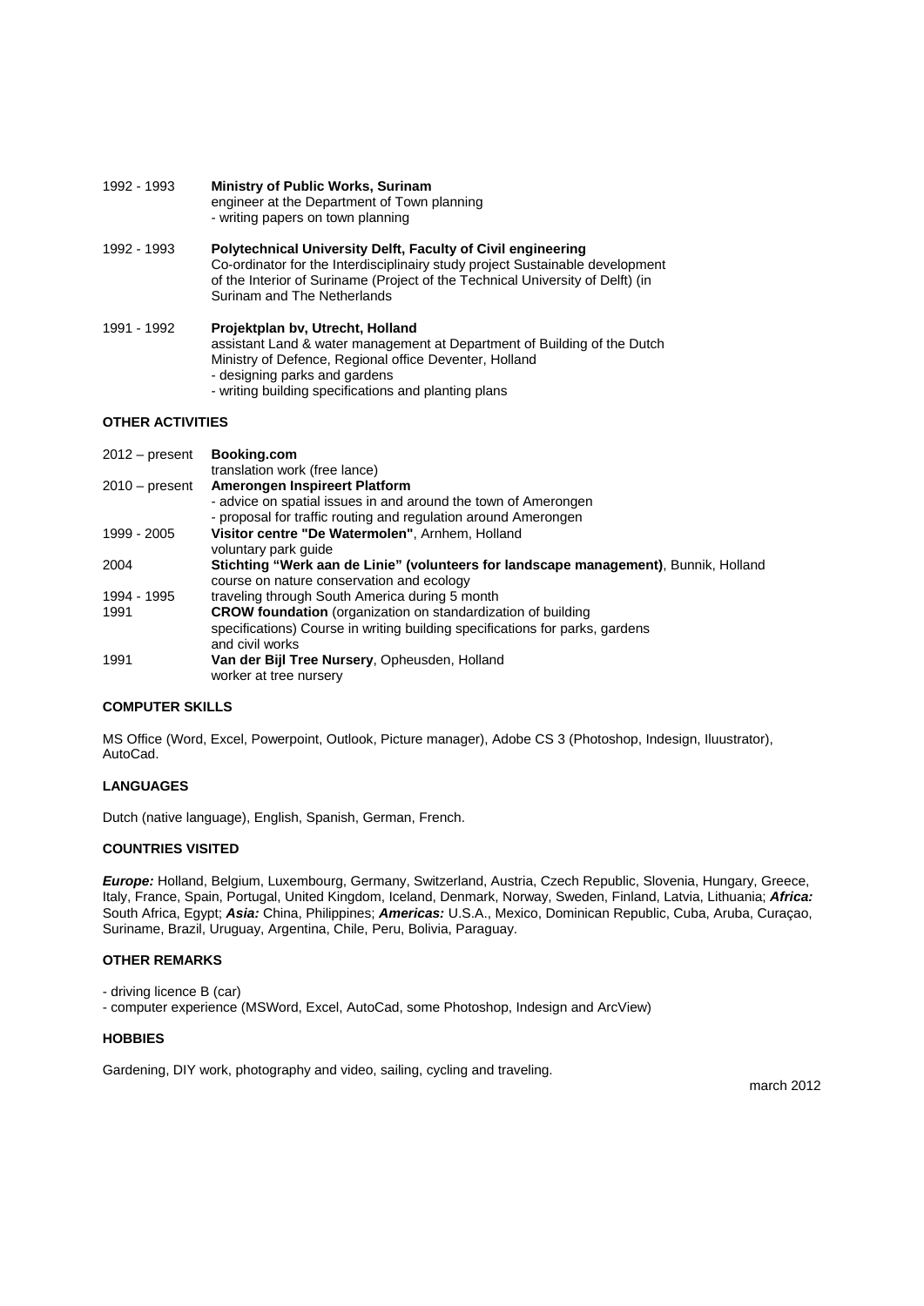1992 - 1993 **Ministry of Public Works, Surinam**
engineer at the Department of Town planning
- writing papers on town planning

1992 - 1993 **Polytechnical University Delft, Faculty of Civil engineering**
Co-ordinator for the Interdisciplinairy study project Sustainable development of the Interior of Suriname (Project of the Technical University of Delft) (in Surinam and The Netherlands

1991 - 1992 **Projektplan bv, Utrecht, Holland**
assistant Land & water management at Department of Building of the Dutch Ministry of Defence, Regional office Deventer, Holland
- designing parks and gardens
- writing building specifications and planting plans

**OTHER ACTIVITIES**

| | |
|---|---|
| 2012 – present | **Booking.com**<br>translation work (free lance) |
| 2010 – present | **Amerongen Inspireert Platform**<br>- advice on spatial issues in and around the town of Amerongen<br>- proposal for traffic routing and regulation around Amerongen |
| 1999 - 2005 | **Visitor centre "De Watermolen"**, Arnhem, Holland<br>voluntary park guide |
| 2004 | **Stichting "Werk aan de Linie" (volunteers for landscape management)**, Bunnik, Holland<br>course on nature conservation and ecology |
| 1994 - 1995 | traveling through South America during 5 month |
| 1991 | **CROW foundation** (organization on standardization of building specifications) Course in writing building specifications for parks, gardens and civil works |
| 1991 | **Van der Bijl Tree Nursery**, Opheusden, Holland<br>worker at tree nursery |

**COMPUTER SKILLS**

MS Office (Word, Excel, Powerpoint, Outlook, Picture manager), Adobe CS 3 (Photoshop, Indesign, Iluustrator), AutoCad.

**LANGUAGES**

Dutch (native language), English, Spanish, German, French.

**COUNTRIES VISITED**

***Europe:*** Holland, Belgium, Luxembourg, Germany, Switzerland, Austria, Czech Republic, Slovenia, Hungary, Greece, Italy, France, Spain, Portugal, United Kingdom, Iceland, Denmark, Norway, Sweden, Finland, Latvia, Lithuania; ***Africa:*** South Africa, Egypt; ***Asia:*** China, Philippines; ***Americas:*** U.S.A., Mexico, Dominican Republic, Cuba, Aruba, Curaçao, Suriname, Brazil, Uruguay, Argentina, Chile, Peru, Bolivia, Paraguay.

**OTHER REMARKS**

- driving licence B (car)
- computer experience (MSWord, Excel, AutoCad, some Photoshop, Indesign and ArcView)

**HOBBIES**

Gardening, DIY work, photography and video, sailing, cycling and traveling.

march 2012